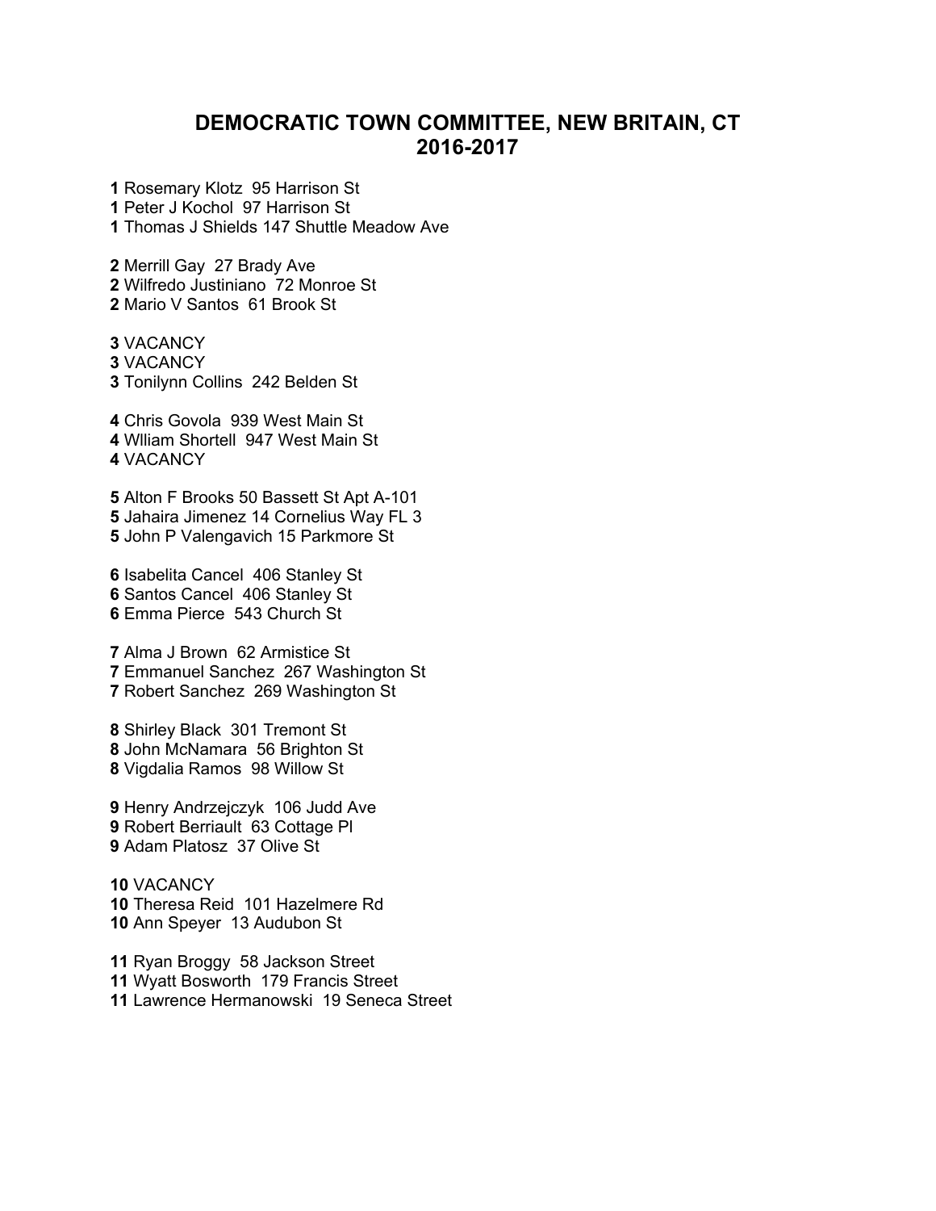# DEMOCRATIC TOWN COMMITTEE, NEW BRITAIN, CT
# 2016-2017

**1** Rosemary Klotz 95 Harrison St
**1** Peter J Kochol 97 Harrison St
**1** Thomas J Shields 147 Shuttle Meadow Ave

**2** Merrill Gay 27 Brady Ave
**2** Wilfredo Justiniano 72 Monroe St
**2** Mario V Santos 61 Brook St

**3** VACANCY
**3** VACANCY
**3** Tonilynn Collins 242 Belden St

**4** Chris Govola 939 West Main St
**4** Wlliam Shortell 947 West Main St
**4** VACANCY

**5** Alton F Brooks 50 Bassett St Apt A-101
**5** Jahaira Jimenez 14 Cornelius Way FL 3
**5** John P Valengavich 15 Parkmore St

**6** Isabelita Cancel 406 Stanley St
**6** Santos Cancel 406 Stanley St
**6** Emma Pierce 543 Church St

**7** Alma J Brown 62 Armistice St
**7** Emmanuel Sanchez 267 Washington St
**7** Robert Sanchez 269 Washington St

**8** Shirley Black 301 Tremont St
**8** John McNamara 56 Brighton St
**8** Vigdalia Ramos 98 Willow St

**9** Henry Andrzejczyk 106 Judd Ave
**9** Robert Berriault 63 Cottage Pl
**9** Adam Platosz 37 Olive St

**10** VACANCY
**10** Theresa Reid 101 Hazelmere Rd
**10** Ann Speyer 13 Audubon St

**11** Ryan Broggy 58 Jackson Street
**11** Wyatt Bosworth 179 Francis Street
**11** Lawrence Hermanowski 19 Seneca Street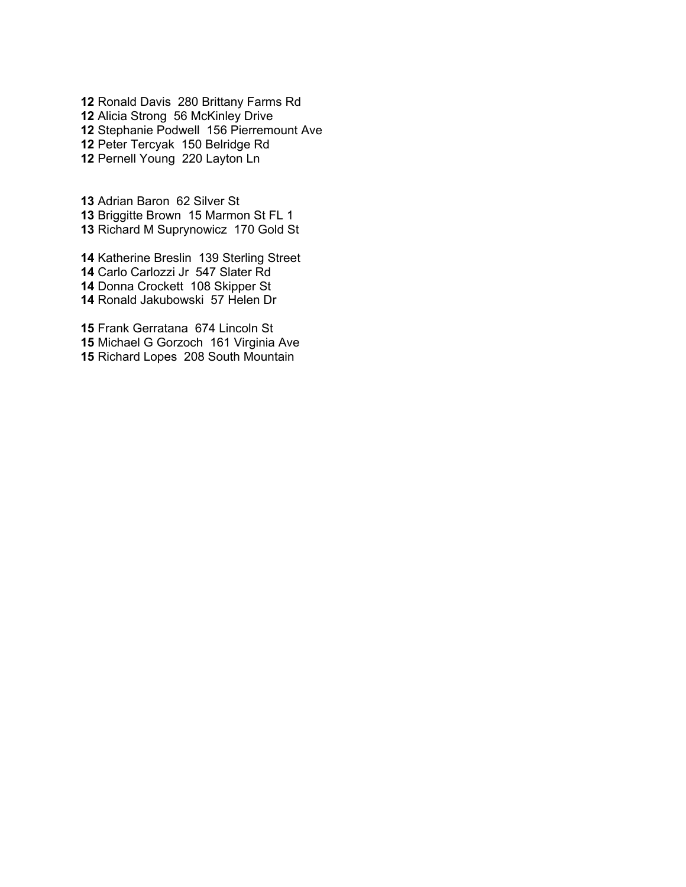**12** Ronald Davis  280 Brittany Farms Rd
**12** Alicia Strong  56 McKinley Drive
**12** Stephanie Podwell  156 Pierremount Ave
**12** Peter Tercyak  150 Belridge Rd
**12** Pernell Young  220 Layton Ln

**13** Adrian Baron  62 Silver St
**13** Briggitte Brown  15 Marmon St FL 1
**13** Richard M Suprynowicz  170 Gold St

**14** Katherine Breslin  139 Sterling Street
**14** Carlo Carlozzi Jr  547 Slater Rd
**14** Donna Crockett  108 Skipper St
**14** Ronald Jakubowski  57 Helen Dr

**15** Frank Gerratana  674 Lincoln St
**15** Michael G Gorzoch  161 Virginia Ave
**15** Richard Lopes  208 South Mountain